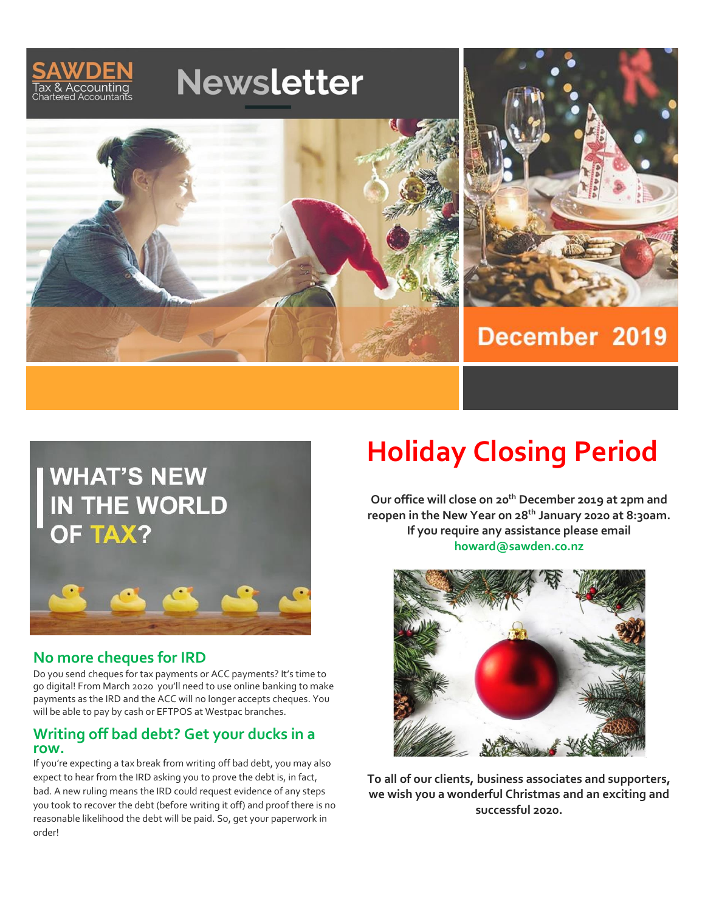SAWDEN
Tax & Accounting
Chartered Accountants

# Newsletter

December 2019

## WHAT'S NEW IN THE WORLD OF TAX?

### No more cheques for IRD

Do you send cheques for tax payments or ACC payments? It's time to go digital! From March 2020 you'll need to use online banking to make payments as the IRD and the ACC will no longer accepts cheques. You will be able to pay by cash or EFTPOS at Westpac branches.

### Writing off bad debt? Get your ducks in a row.

If you're expecting a tax break from writing off bad debt, you may also expect to hear from the IRD asking you to prove the debt is, in fact, bad. A new ruling means the IRD could request evidence of any steps you took to recover the debt (before writing it off) and proof there is no reasonable likelihood the debt will be paid. So, get your paperwork in order!

# Holiday Closing Period

**Our office will close on 20th December 2019 at 2pm and reopen in the New Year on 28th January 2020 at 8:30am. If you require any assistance please email howard@sawden.co.nz**

**To all of our clients, business associates and supporters, we wish you a wonderful Christmas and an exciting and successful 2020.**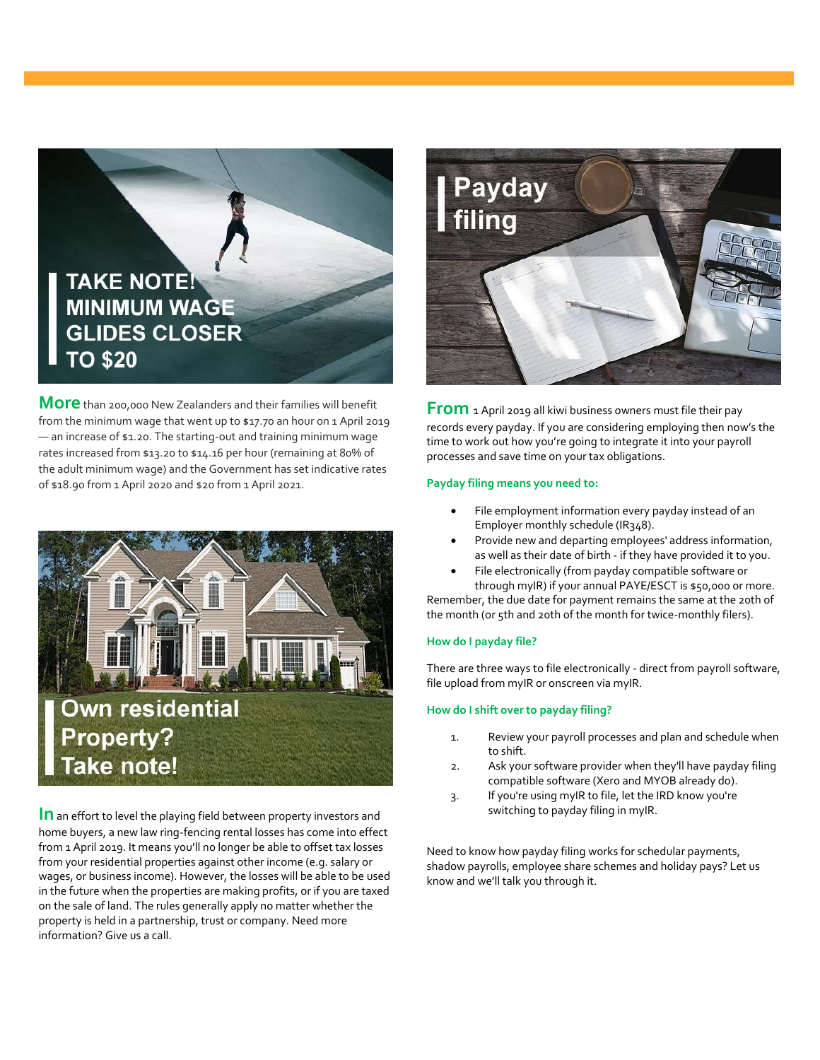## TAKE NOTE! MINIMUM WAGE GLIDES CLOSER TO $20

**More** than 200,000 New Zealanders and their families will benefit from the minimum wage that went up to $17.70 an hour on 1 April 2019 — an increase of $1.20. The starting-out and training minimum wage rates increased from $13.20 to $14.16 per hour (remaining at 80% of the adult minimum wage) and the Government has set indicative rates of $18.90 from 1 April 2020 and $20 from 1 April 2021.

## Own residential Property? Take note!

**In** an effort to level the playing field between property investors and home buyers, a new law ring-fencing rental losses has come into effect from 1 April 2019. It means you'll no longer be able to offset tax losses from your residential properties against other income (e.g. salary or wages, or business income). However, the losses will be able to be used in the future when the properties are making profits, or if you are taxed on the sale of land. The rules generally apply no matter whether the property is held in a partnership, trust or company. Need more information? Give us a call.

## Payday filing

**From** 1 April 2019 all kiwi business owners must file their pay records every payday. If you are considering employing then now's the time to work out how you're going to integrate it into your payroll processes and save time on your tax obligations.

**Payday filing means you need to:**

- File employment information every payday instead of an Employer monthly schedule (IR348).
- Provide new and departing employees' address information, as well as their date of birth - if they have provided it to you.
- File electronically (from payday compatible software or through myIR) if your annual PAYE/ESCT is $50,000 or more.

Remember, the due date for payment remains the same at the 20th of the month (or 5th and 20th of the month for twice-monthly filers).

**How do I payday file?**

There are three ways to file electronically - direct from payroll software, file upload from myIR or onscreen via myIR.

**How do I shift over to payday filing?**

1. Review your payroll processes and plan and schedule when to shift.
2. Ask your software provider when they'll have payday filing compatible software (Xero and MYOB already do).
3. If you're using myIR to file, let the IRD know you're switching to payday filing in myIR.

Need to know how payday filing works for schedular payments, shadow payrolls, employee share schemes and holiday pays? Let us know and we'll talk you through it.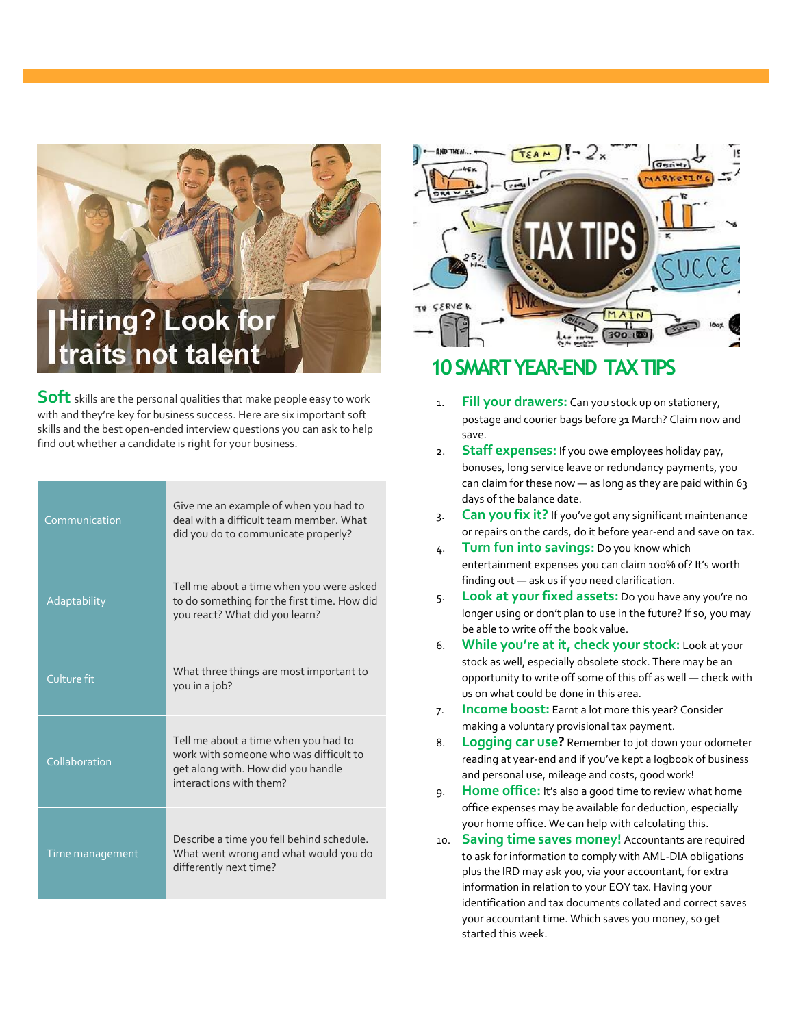## Hiring? Look for traits not talent

**Soft** skills are the personal qualities that make people easy to work with and they're key for business success. Here are six important soft skills and the best open-ended interview questions you can ask to help find out whether a candidate is right for your business.

| | |
|---|---|
| Communication | Give me an example of when you had to deal with a difficult team member. What did you do to communicate properly? |
| Adaptability | Tell me about a time when you were asked to do something for the first time. How did you react? What did you learn? |
| Culture fit | What three things are most important to you in a job? |
| Collaboration | Tell me about a time when you had to work with someone who was difficult to get along with. How did you handle interactions with them? |
| Time management | Describe a time you fell behind schedule. What went wrong and what would you do differently next time? |

## 10 SMART YEAR-END TAX TIPS

1. **Fill your drawers:** Can you stock up on stationery, postage and courier bags before 31 March? Claim now and save.
2. **Staff expenses:** If you owe employees holiday pay, bonuses, long service leave or redundancy payments, you can claim for these now — as long as they are paid within 63 days of the balance date.
3. **Can you fix it?** If you've got any significant maintenance or repairs on the cards, do it before year-end and save on tax.
4. **Turn fun into savings:** Do you know which entertainment expenses you can claim 100% of? It's worth finding out — ask us if you need clarification.
5. **Look at your fixed assets:** Do you have any you're no longer using or don't plan to use in the future? If so, you may be able to write off the book value.
6. **While you're at it, check your stock:** Look at your stock as well, especially obsolete stock. There may be an opportunity to write off some of this off as well — check with us on what could be done in this area.
7. **Income boost:** Earnt a lot more this year? Consider making a voluntary provisional tax payment.
8. **Logging car use?** Remember to jot down your odometer reading at year-end and if you've kept a logbook of business and personal use, mileage and costs, good work!
9. **Home office:** It's also a good time to review what home office expenses may be available for deduction, especially your home office. We can help with calculating this.
10. **Saving time saves money!** Accountants are required to ask for information to comply with AML-DIA obligations plus the IRD may ask you, via your accountant, for extra information in relation to your EOY tax. Having your identification and tax documents collated and correct saves your accountant time. Which saves you money, so get started this week.